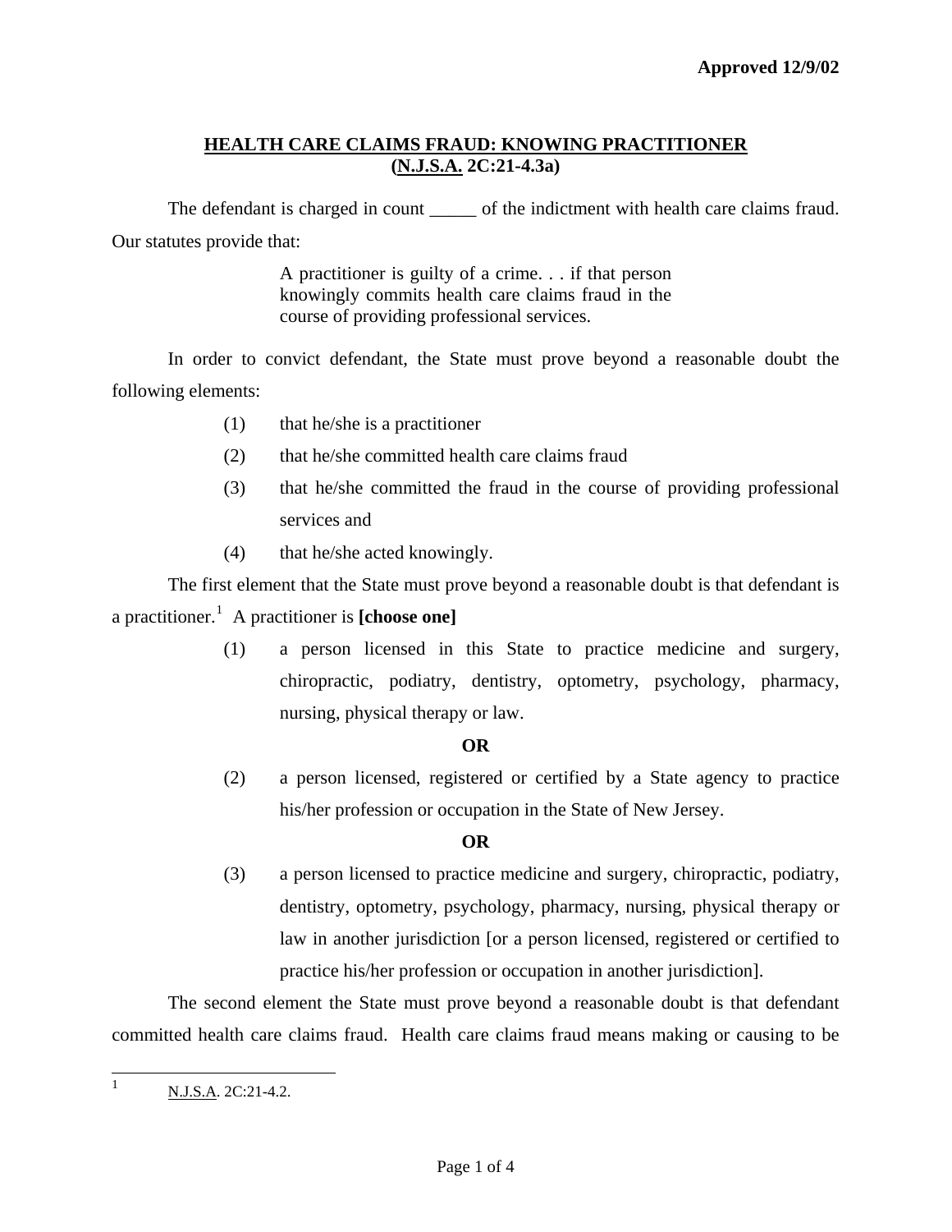**Approved 12/9/02**

## HEALTH CARE CLAIMS FRAUD: KNOWING PRACTITIONER (N.J.S.A. 2C:21-4.3a)

The defendant is charged in count _____ of the indictment with health care claims fraud. Our statutes provide that:

> A practitioner is guilty of a crime. . . if that person knowingly commits health care claims fraud in the course of providing professional services.

In order to convict defendant, the State must prove beyond a reasonable doubt the following elements:

(1) that he/she is a practitioner

(2) that he/she committed health care claims fraud

(3) that he/she committed the fraud in the course of providing professional services and

(4) that he/she acted knowingly.

The first element that the State must prove beyond a reasonable doubt is that defendant is a practitioner.[1] A practitioner is **[choose one]**

(1) a person licensed in this State to practice medicine and surgery, chiropractic, podiatry, dentistry, optometry, psychology, pharmacy, nursing, physical therapy or law.

**OR**

(2) a person licensed, registered or certified by a State agency to practice his/her profession or occupation in the State of New Jersey.

**OR**

(3) a person licensed to practice medicine and surgery, chiropractic, podiatry, dentistry, optometry, psychology, pharmacy, nursing, physical therapy or law in another jurisdiction [or a person licensed, registered or certified to practice his/her profession or occupation in another jurisdiction].

The second element the State must prove beyond a reasonable doubt is that defendant committed health care claims fraud. Health care claims fraud means making or causing to be

---

[1] N.J.S.A. 2C:21-4.2.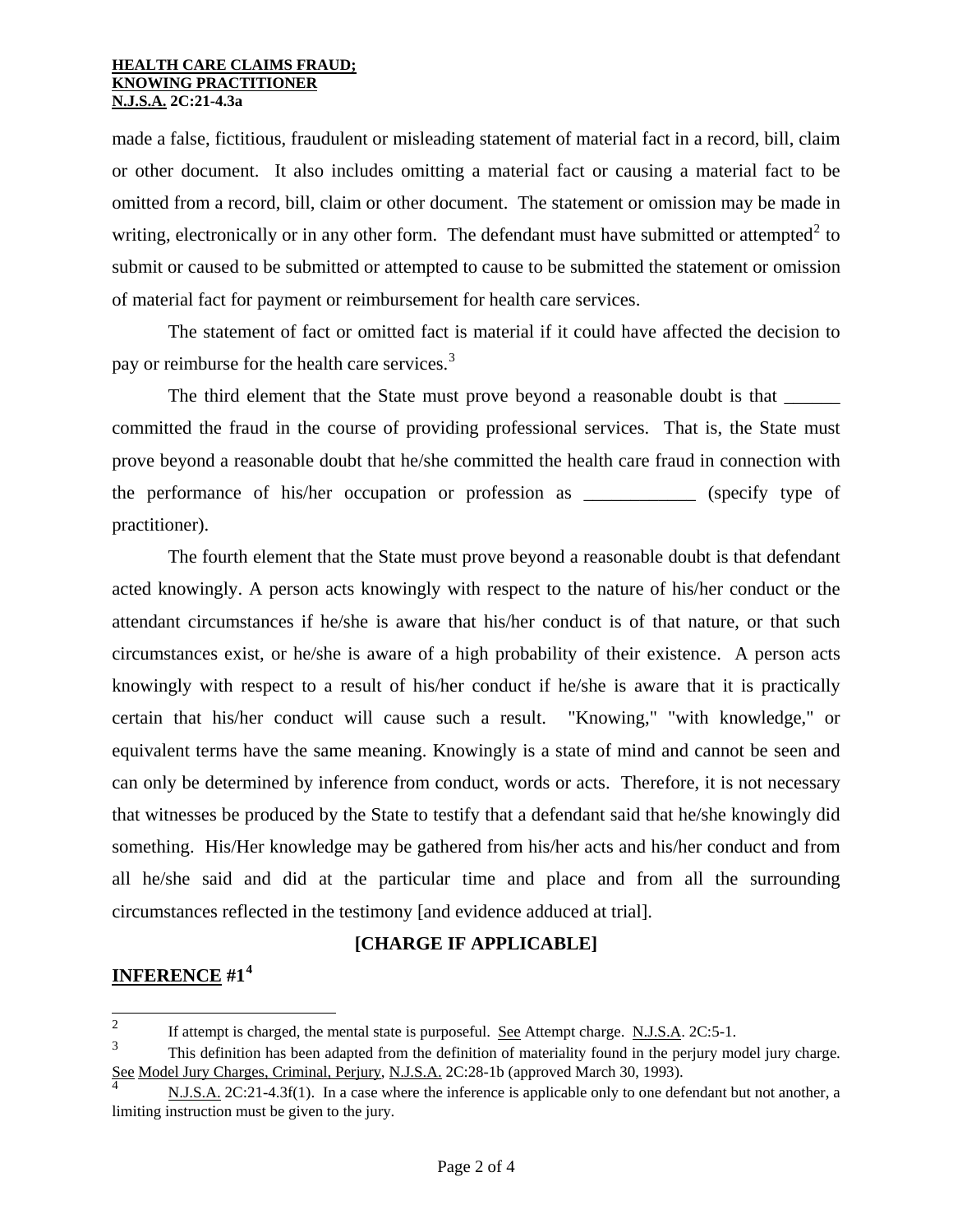made a false, fictitious, fraudulent or misleading statement of material fact in a record, bill, claim or other document. It also includes omitting a material fact or causing a material fact to be omitted from a record, bill, claim or other document. The statement or omission may be made in writing, electronically or in any other form. The defendant must have submitted or attempted[2] to submit or caused to be submitted or attempted to cause to be submitted the statement or omission of material fact for payment or reimbursement for health care services.

The statement of fact or omitted fact is material if it could have affected the decision to pay or reimburse for the health care services.[3]

The third element that the State must prove beyond a reasonable doubt is that ______ committed the fraud in the course of providing professional services. That is, the State must prove beyond a reasonable doubt that he/she committed the health care fraud in connection with the performance of his/her occupation or profession as ____________ (specify type of practitioner).

The fourth element that the State must prove beyond a reasonable doubt is that defendant acted knowingly. A person acts knowingly with respect to the nature of his/her conduct or the attendant circumstances if he/she is aware that his/her conduct is of that nature, or that such circumstances exist, or he/she is aware of a high probability of their existence. A person acts knowingly with respect to a result of his/her conduct if he/she is aware that it is practically certain that his/her conduct will cause such a result. "Knowing," "with knowledge," or equivalent terms have the same meaning. Knowingly is a state of mind and cannot be seen and can only be determined by inference from conduct, words or acts. Therefore, it is not necessary that witnesses be produced by the State to testify that a defendant said that he/she knowingly did something. His/Her knowledge may be gathered from his/her acts and his/her conduct and from all he/she said and did at the particular time and place and from all the surrounding circumstances reflected in the testimony [and evidence adduced at trial].

**[CHARGE IF APPLICABLE]**

**<u>INFERENCE</u> #1[4]**

---

[2] If attempt is charged, the mental state is purposeful. <u>See</u> Attempt charge. <u>N.J.S.A</u>. 2C:5-1.

[3] This definition has been adapted from the definition of materiality found in the perjury model jury charge. <u>See</u> <u>Model Jury Charges, Criminal, Perjury</u>, <u>N.J.S.A.</u> 2C:28-1b (approved March 30, 1993).

[4] <u>N.J.S.A.</u> 2C:21-4.3f(1). In a case where the inference is applicable only to one defendant but not another, a limiting instruction must be given to the jury.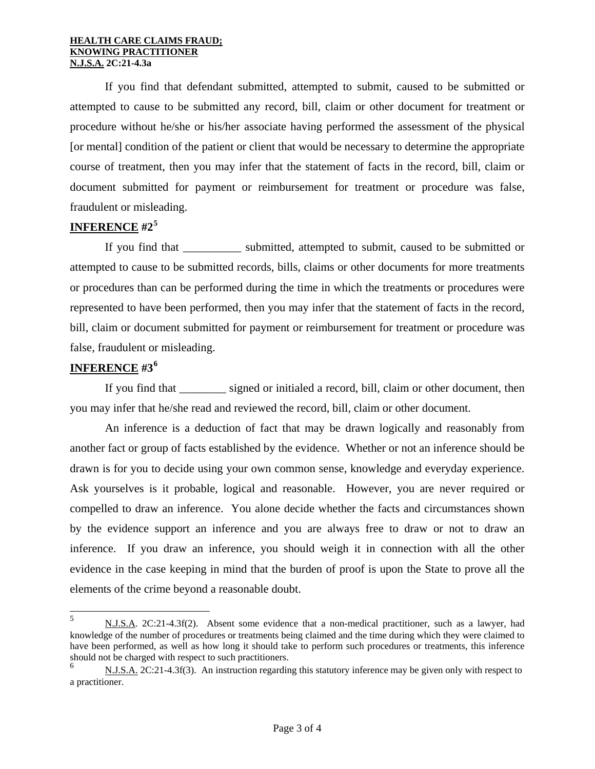If you find that defendant submitted, attempted to submit, caused to be submitted or attempted to cause to be submitted any record, bill, claim or other document for treatment or procedure without he/she or his/her associate having performed the assessment of the physical [or mental] condition of the patient or client that would be necessary to determine the appropriate course of treatment, then you may infer that the statement of facts in the record, bill, claim or document submitted for payment or reimbursement for treatment or procedure was false, fraudulent or misleading.

**INFERENCE #2**[5]

If you find that __________ submitted, attempted to submit, caused to be submitted or attempted to cause to be submitted records, bills, claims or other documents for more treatments or procedures than can be performed during the time in which the treatments or procedures were represented to have been performed, then you may infer that the statement of facts in the record, bill, claim or document submitted for payment or reimbursement for treatment or procedure was false, fraudulent or misleading.

**INFERENCE #3**[6]

If you find that ________ signed or initialed a record, bill, claim or other document, then you may infer that he/she read and reviewed the record, bill, claim or other document.

An inference is a deduction of fact that may be drawn logically and reasonably from another fact or group of facts established by the evidence. Whether or not an inference should be drawn is for you to decide using your own common sense, knowledge and everyday experience. Ask yourselves is it probable, logical and reasonable. However, you are never required or compelled to draw an inference. You alone decide whether the facts and circumstances shown by the evidence support an inference and you are always free to draw or not to draw an inference. If you draw an inference, you should weigh it in connection with all the other evidence in the case keeping in mind that the burden of proof is upon the State to prove all the elements of the crime beyond a reasonable doubt.

---

[5] N.J.S.A. 2C:21-4.3f(2). Absent some evidence that a non-medical practitioner, such as a lawyer, had knowledge of the number of procedures or treatments being claimed and the time during which they were claimed to have been performed, as well as how long it should take to perform such procedures or treatments, this inference should not be charged with respect to such practitioners.

[6] N.J.S.A. 2C:21-4.3f(3). An instruction regarding this statutory inference may be given only with respect to a practitioner.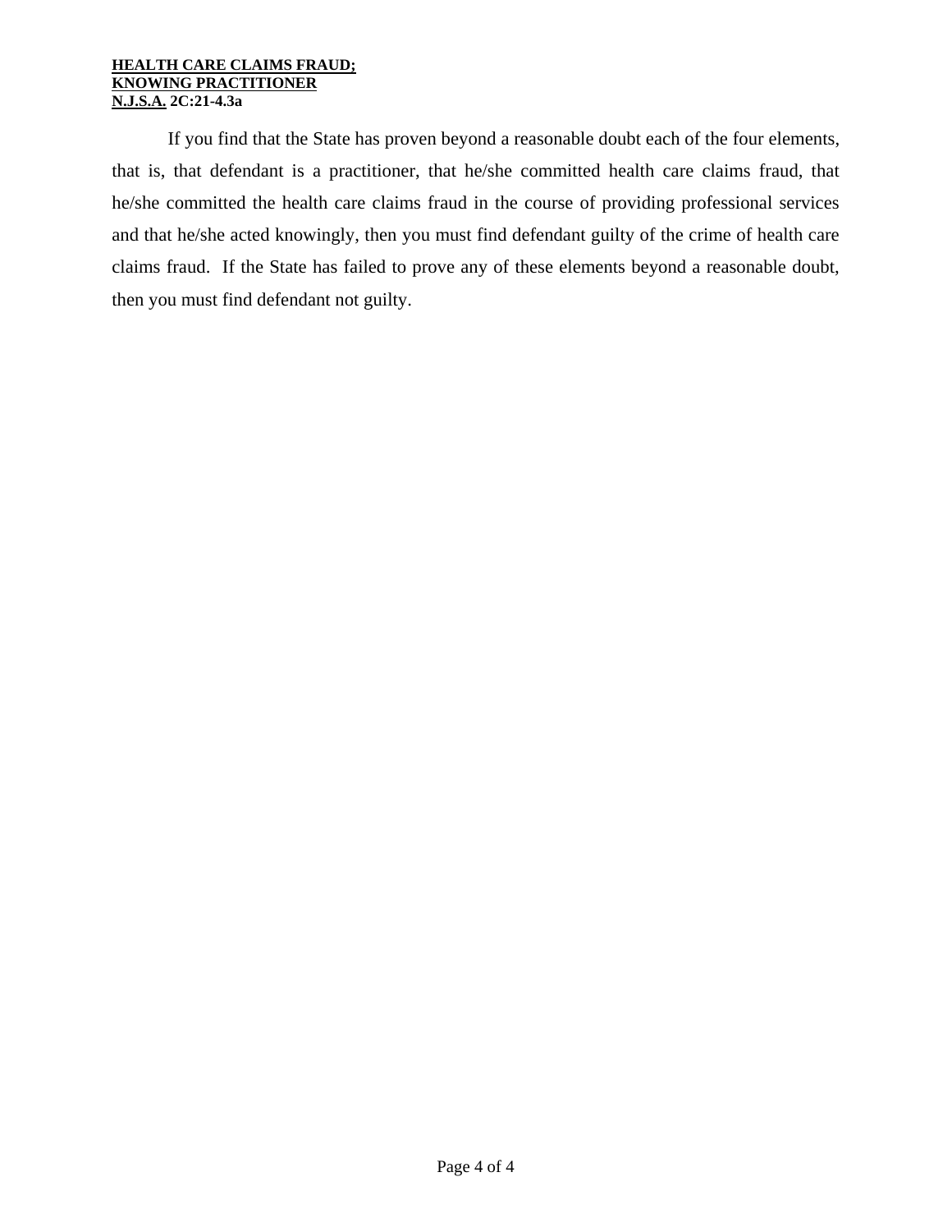If you find that the State has proven beyond a reasonable doubt each of the four elements, that is, that defendant is a practitioner, that he/she committed health care claims fraud, that he/she committed the health care claims fraud in the course of providing professional services and that he/she acted knowingly, then you must find defendant guilty of the crime of health care claims fraud. If the State has failed to prove any of these elements beyond a reasonable doubt, then you must find defendant not guilty.